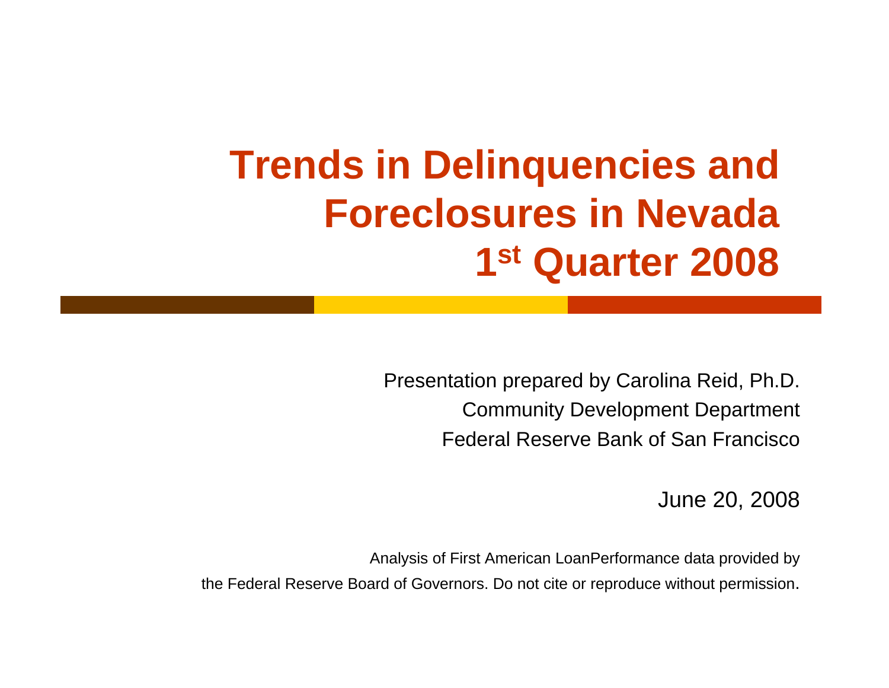# Trends in Delinquencies and Foreclosures in Nevada 1st Quarter 2008

Presentation prepared by Carolina Reid, Ph.D.
Community Development Department
Federal Reserve Bank of San Francisco

June 20, 2008

Analysis of First American LoanPerformance data provided by the Federal Reserve Board of Governors. Do not cite or reproduce without permission.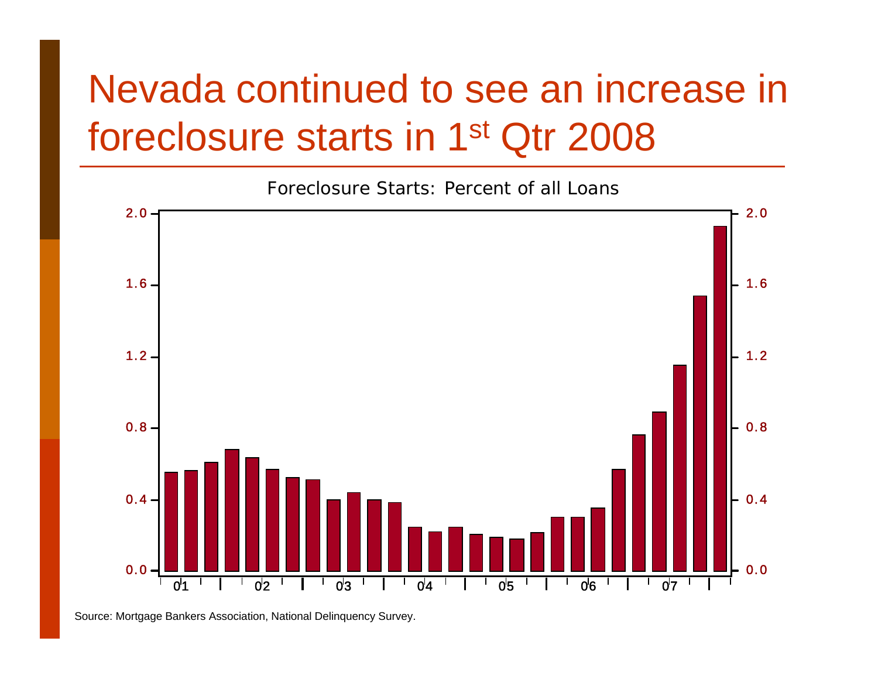# Nevada continued to see an increase in foreclosure starts in 1st Qtr 2008

Foreclosure Starts: Percent of all Loans

Source: Mortgage Bankers Association, National Delinquency Survey.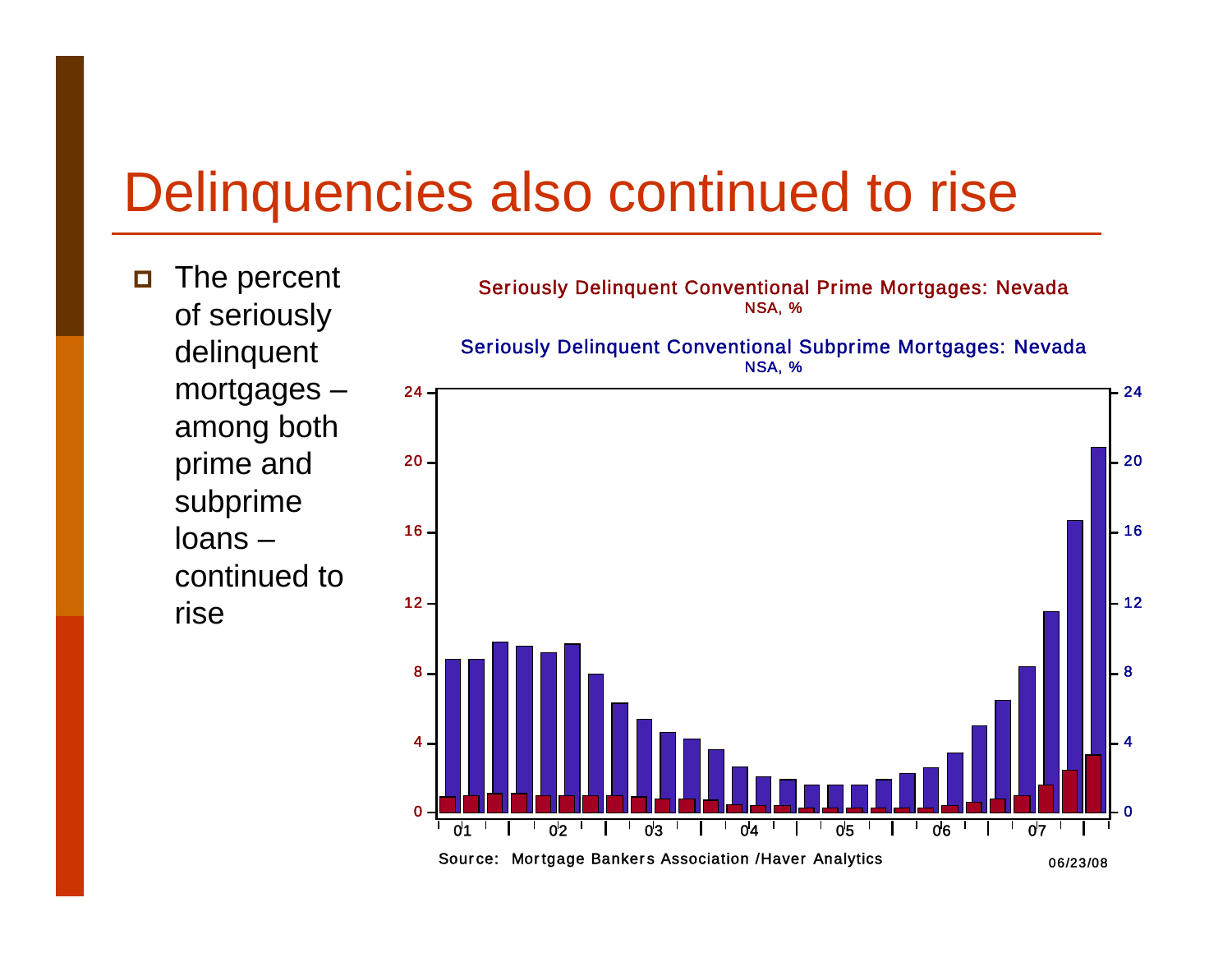# Delinquencies also continued to rise

- The percent of seriously delinquent mortgages – among both prime and subprime loans – continued to rise

Seriously Delinquent Conventional Prime Mortgages: Nevada
NSA, %

Seriously Delinquent Conventional Subprime Mortgages: Nevada
NSA, %

Source: Mortgage Bankers Association /Haver Analytics

06/23/08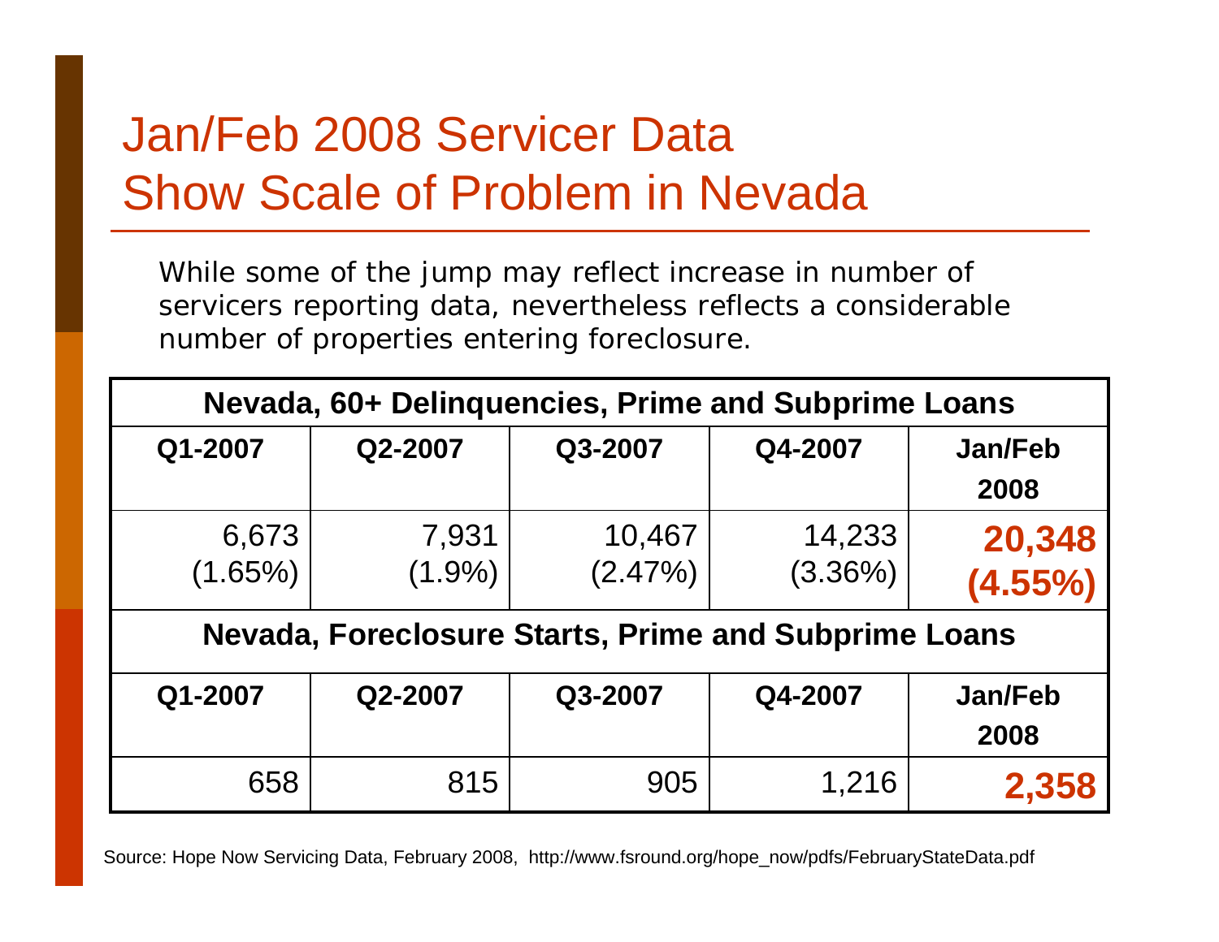# Jan/Feb 2008 Servicer Data Show Scale of Problem in Nevada

While some of the jump may reflect increase in number of servicers reporting data, nevertheless reflects a considerable number of properties entering foreclosure.

| Nevada, 60+ Delinquencies, Prime and Subprime Loans | | | | |
|---|---|---|---|---|
| Q1-2007 | Q2-2007 | Q3-2007 | Q4-2007 | Jan/Feb 2008 |
| 6,673 (1.65%) | 7,931 (1.9%) | 10,467 (2.47%) | 14,233 (3.36%) | **20,348 (4.55%)** |
| **Nevada, Foreclosure Starts, Prime and Subprime Loans** | | | | |
| **Q1-2007** | **Q2-2007** | **Q3-2007** | **Q4-2007** | **Jan/Feb 2008** |
| 658 | 815 | 905 | 1,216 | **2,358** |

Source: Hope Now Servicing Data, February 2008, http://www.fsround.org/hope_now/pdfs/FebruaryStateData.pdf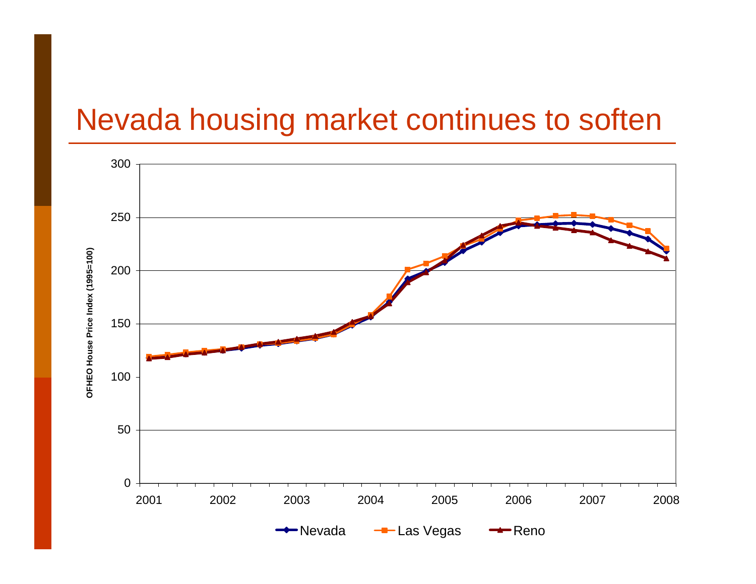# Nevada housing market continues to soften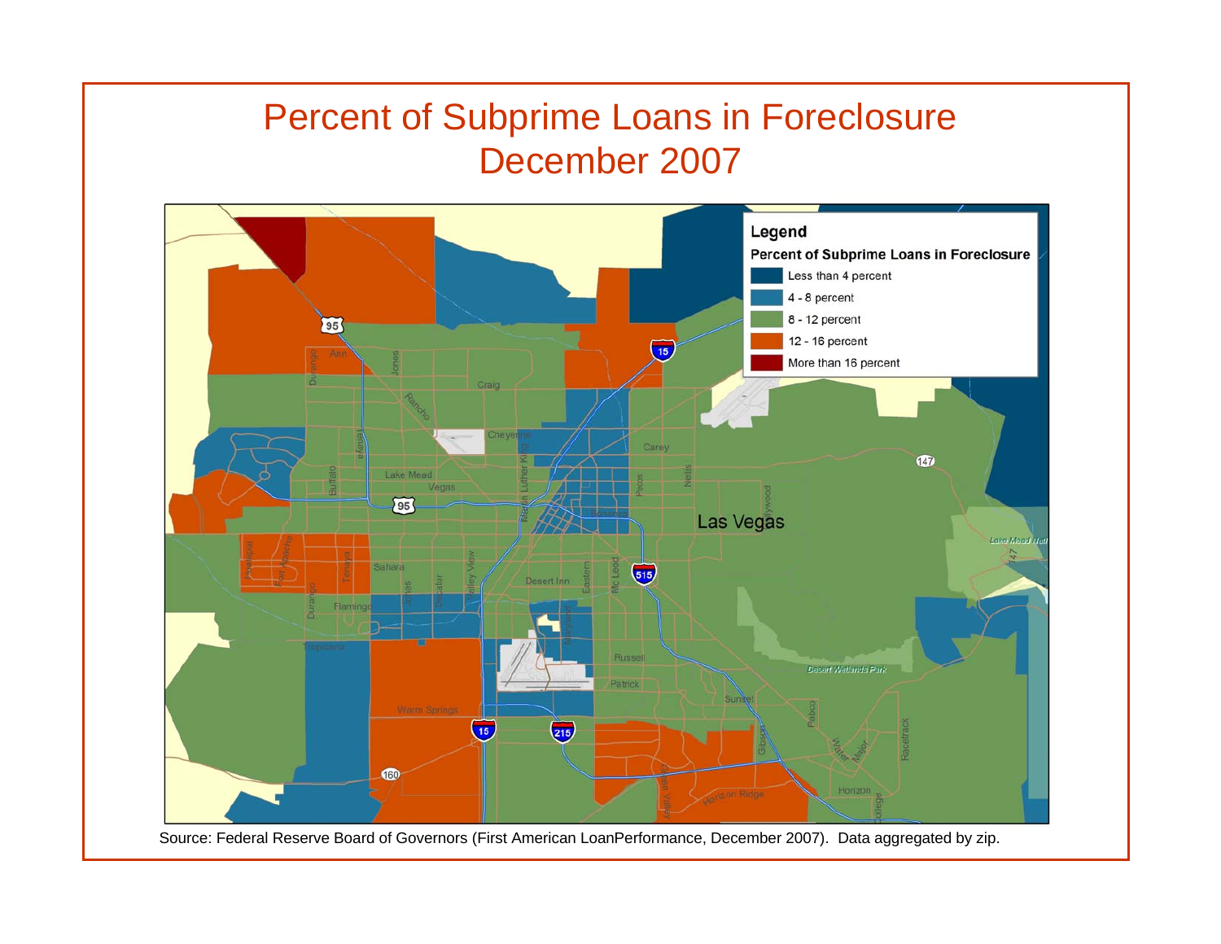# Percent of Subprime Loans in Foreclosure
# December 2007

**Legend**

**Percent of Subprime Loans in Foreclosure**

- Less than 4 percent
- 4 - 8 percent
- 8 - 12 percent
- 12 - 16 percent
- More than 16 percent

Source: Federal Reserve Board of Governors (First American LoanPerformance, December 2007). Data aggregated by zip.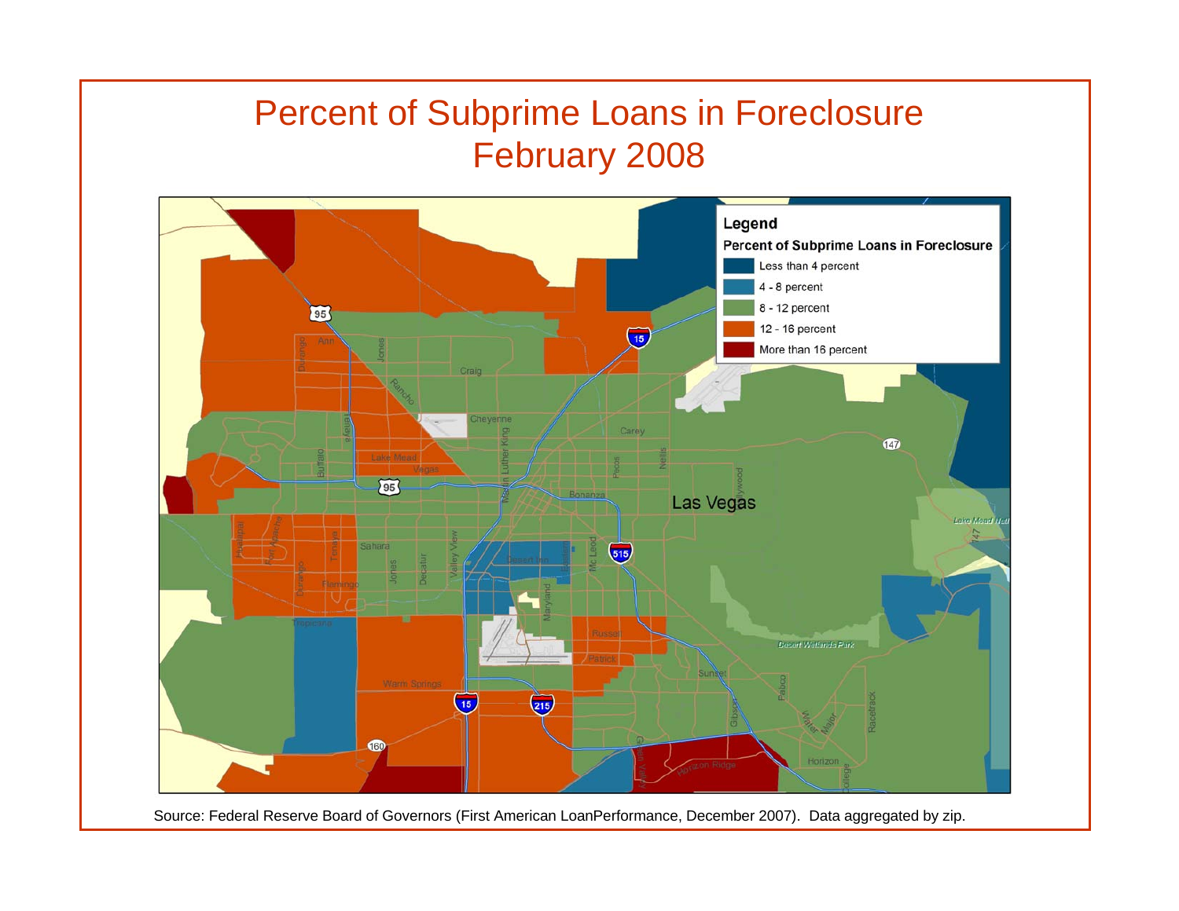# Percent of Subprime Loans in Foreclosure
# February 2008

**Legend**

**Percent of Subprime Loans in Foreclosure**

- Less than 4 percent
- 4 - 8 percent
- 8 - 12 percent
- 12 - 16 percent
- More than 16 percent

Source: Federal Reserve Board of Governors (First American LoanPerformance, December 2007). Data aggregated by zip.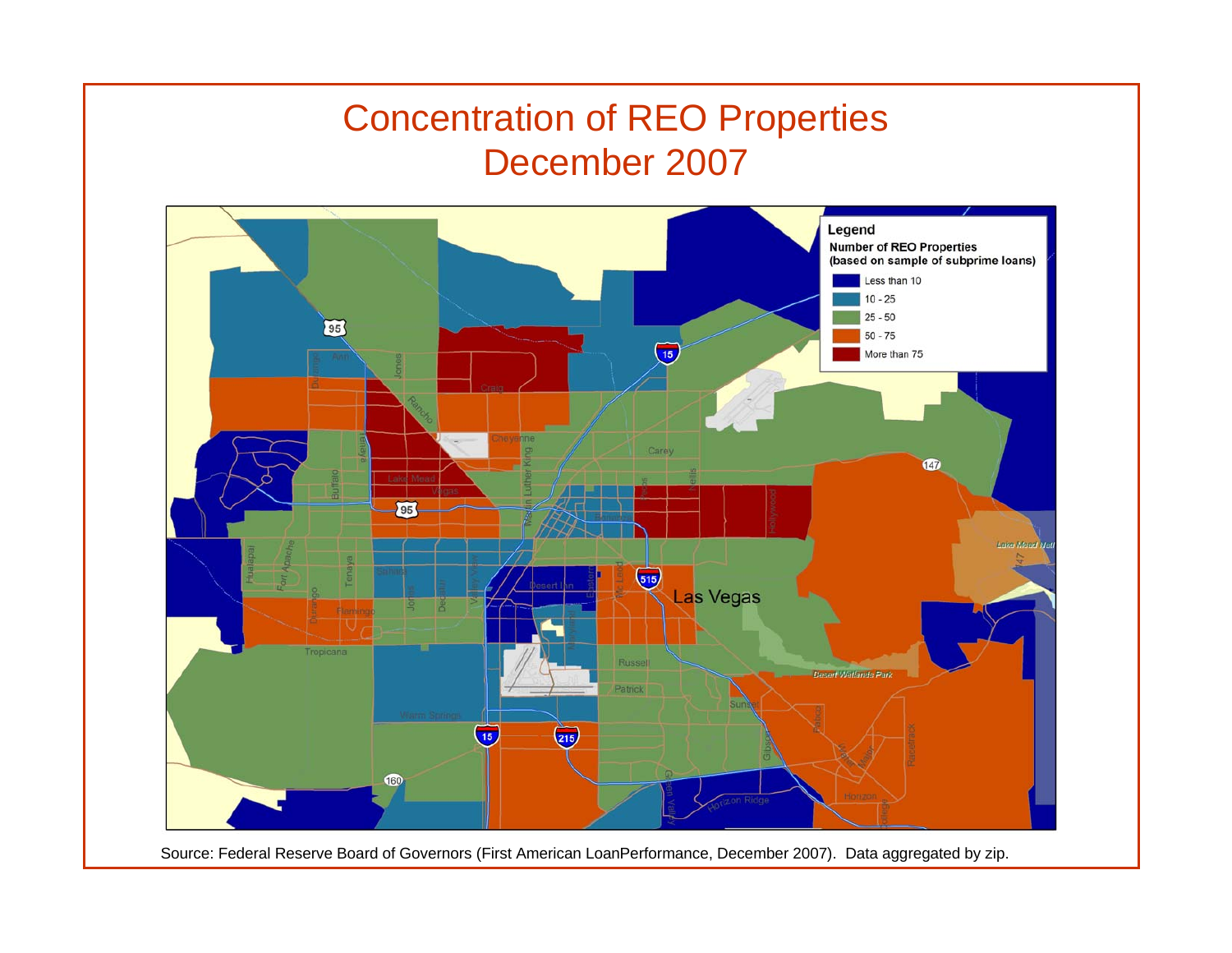# Concentration of REO Properties December 2007

**Legend**

Number of REO Properties (based on sample of subprime loans)

- Less than 10
- 10 - 25
- 25 - 50
- 50 - 75
- More than 75

Source: Federal Reserve Board of Governors (First American LoanPerformance, December 2007). Data aggregated by zip.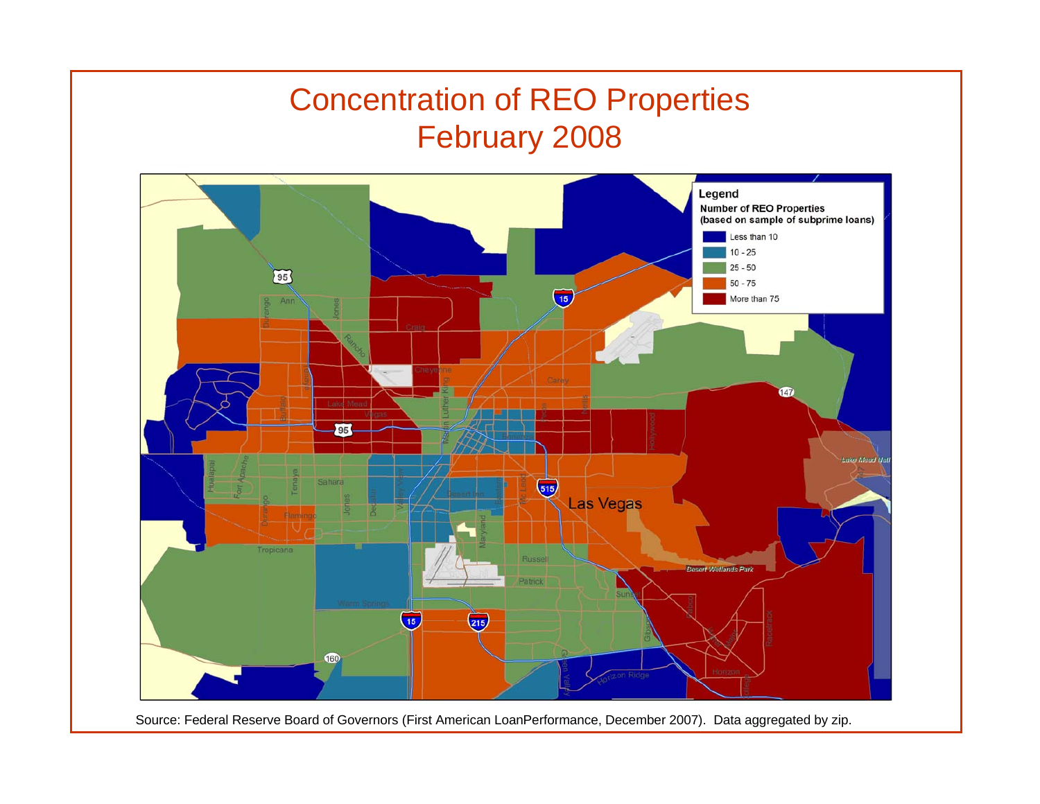# Concentration of REO Properties
## February 2008

Legend

Number of REO Properties
(based on sample of subprime loans)

Less than 10

10 - 25

25 - 50

50 - 75

More than 75

Las Vegas

Source: Federal Reserve Board of Governors (First American LoanPerformance, December 2007). Data aggregated by zip.